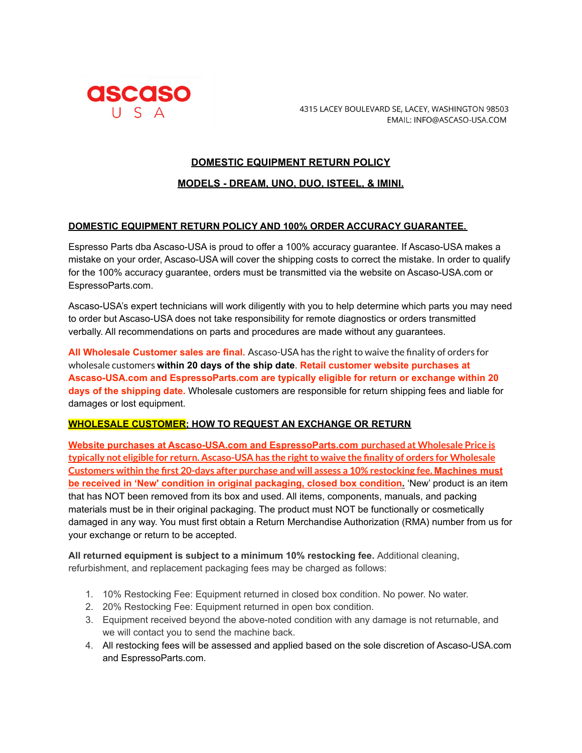ascaso
U S A

4315 LACEY BOULEVARD SE, LACEY, WASHINGTON 98503
EMAIL: INFO@ASCASO-USA.COM

# DOMESTIC EQUIPMENT RETURN POLICY

## MODELS - DREAM, UNO, DUO, ISTEEL, & IMINI.

### DOMESTIC EQUIPMENT RETURN POLICY AND 100% ORDER ACCURACY GUARANTEE.

Espresso Parts dba Ascaso-USA is proud to offer a 100% accuracy guarantee. If Ascaso-USA makes a mistake on your order, Ascaso-USA will cover the shipping costs to correct the mistake. In order to qualify for the 100% accuracy guarantee, orders must be transmitted via the website on Ascaso-USA.com or EspressoParts.com.

Ascaso-USA's expert technicians will work diligently with you to help determine which parts you may need to order but Ascaso-USA does not take responsibility for remote diagnostics or orders transmitted verbally. All recommendations on parts and procedures are made without any guarantees.

**All Wholesale Customer sales are final.** Ascaso-USA has the right to waive the finality of orders for wholesale customers **within 20 days of the ship date**. **Retail customer website purchases at Ascaso-USA.com and EspressoParts.com are typically eligible for return or exchange within 20 days of the shipping date.** Wholesale customers are responsible for return shipping fees and liable for damages or lost equipment.

### WHOLESALE CUSTOMER: HOW TO REQUEST AN EXCHANGE OR RETURN

**Website purchases at Ascaso-USA.com and EspressoParts.com purchased at Wholesale Price is typically not eligible for return. Ascaso-USA has the right to waive the finality of orders for Wholesale Customers within the first 20-days after purchase and will assess a 10% restocking fee. Machines must be received in 'New' condition in original packaging, closed box condition.** 'New' product is an item that has NOT been removed from its box and used. All items, components, manuals, and packing materials must be in their original packaging. The product must NOT be functionally or cosmetically damaged in any way. You must first obtain a Return Merchandise Authorization (RMA) number from us for your exchange or return to be accepted.

**All returned equipment is subject to a minimum 10% restocking fee.** Additional cleaning, refurbishment, and replacement packaging fees may be charged as follows:

1. 10% Restocking Fee: Equipment returned in closed box condition. No power. No water.
2. 20% Restocking Fee: Equipment returned in open box condition.
3. Equipment received beyond the above-noted condition with any damage is not returnable, and we will contact you to send the machine back.
4. All restocking fees will be assessed and applied based on the sole discretion of Ascaso-USA.com and EspressoParts.com.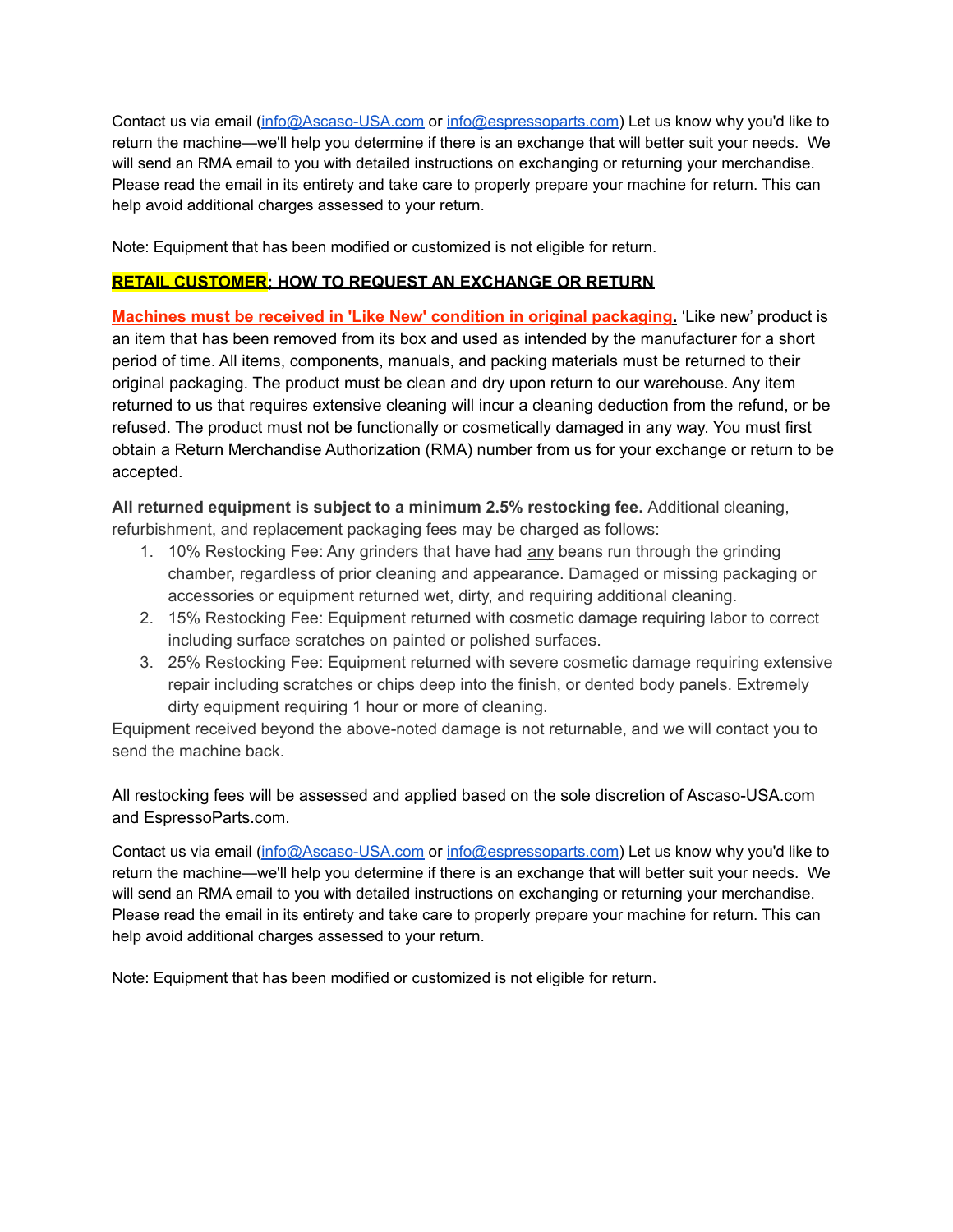Contact us via email (info@Ascaso-USA.com or info@espressoparts.com) Let us know why you'd like to return the machine—we'll help you determine if there is an exchange that will better suit your needs. We will send an RMA email to you with detailed instructions on exchanging or returning your merchandise. Please read the email in its entirety and take care to properly prepare your machine for return. This can help avoid additional charges assessed to your return.

Note: Equipment that has been modified or customized is not eligible for return.

## RETAIL CUSTOMER: HOW TO REQUEST AN EXCHANGE OR RETURN

**Machines must be received in 'Like New' condition in original packaging.** 'Like new' product is an item that has been removed from its box and used as intended by the manufacturer for a short period of time. All items, components, manuals, and packing materials must be returned to their original packaging. The product must be clean and dry upon return to our warehouse. Any item returned to us that requires extensive cleaning will incur a cleaning deduction from the refund, or be refused. The product must not be functionally or cosmetically damaged in any way. You must first obtain a Return Merchandise Authorization (RMA) number from us for your exchange or return to be accepted.

**All returned equipment is subject to a minimum 2.5% restocking fee.** Additional cleaning, refurbishment, and replacement packaging fees may be charged as follows:

1. 10% Restocking Fee: Any grinders that have had any beans run through the grinding chamber, regardless of prior cleaning and appearance. Damaged or missing packaging or accessories or equipment returned wet, dirty, and requiring additional cleaning.
2. 15% Restocking Fee: Equipment returned with cosmetic damage requiring labor to correct including surface scratches on painted or polished surfaces.
3. 25% Restocking Fee: Equipment returned with severe cosmetic damage requiring extensive repair including scratches or chips deep into the finish, or dented body panels. Extremely dirty equipment requiring 1 hour or more of cleaning.

Equipment received beyond the above-noted damage is not returnable, and we will contact you to send the machine back.

All restocking fees will be assessed and applied based on the sole discretion of Ascaso-USA.com and EspressoParts.com.

Contact us via email (info@Ascaso-USA.com or info@espressoparts.com) Let us know why you'd like to return the machine—we'll help you determine if there is an exchange that will better suit your needs. We will send an RMA email to you with detailed instructions on exchanging or returning your merchandise. Please read the email in its entirety and take care to properly prepare your machine for return. This can help avoid additional charges assessed to your return.

Note: Equipment that has been modified or customized is not eligible for return.